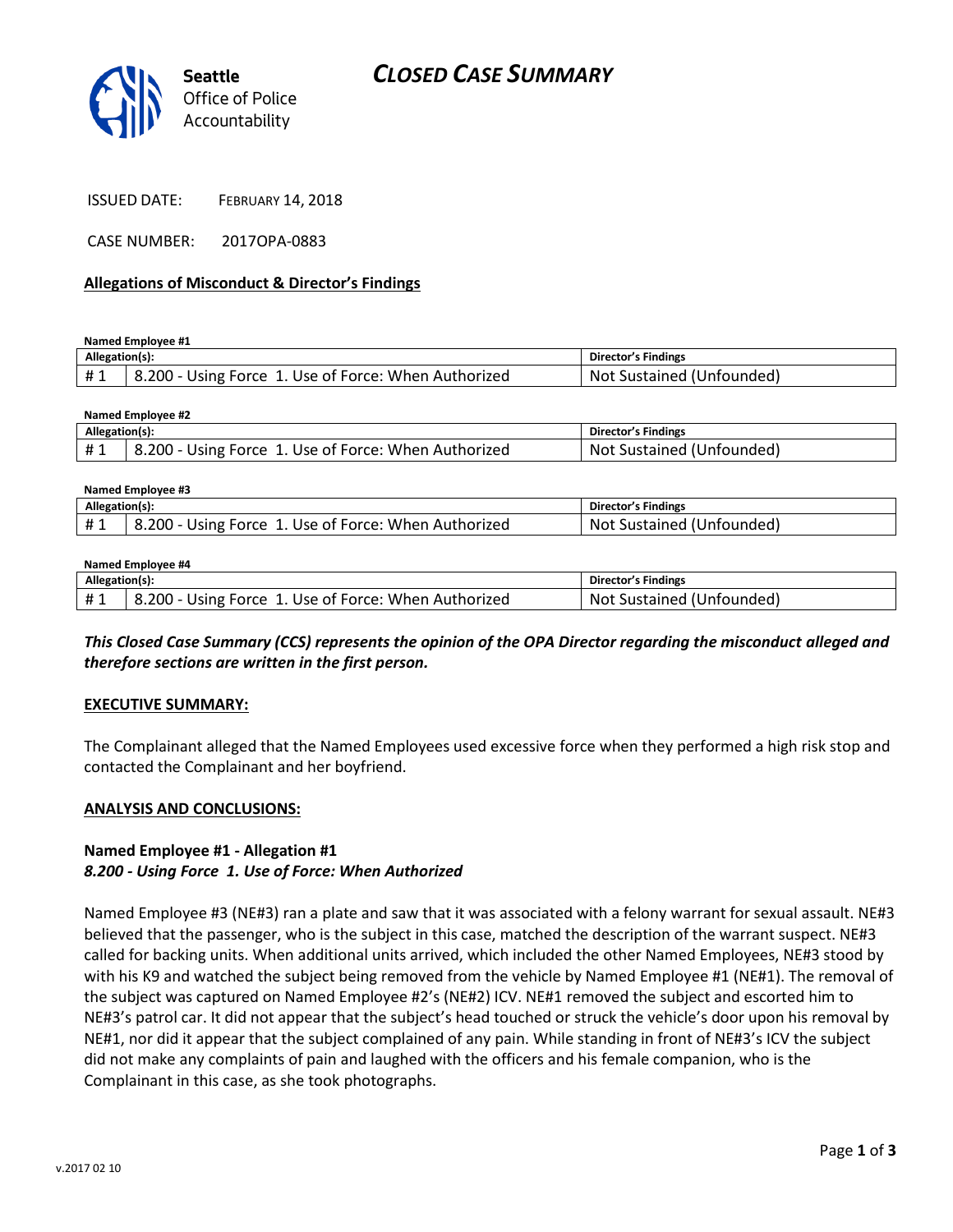# CLOSED CASE SUMMARY

Seattle Office of Police Accountability

ISSUED DATE: FEBRUARY 14, 2018

CASE NUMBER: 2017OPA-0883

**Allegations of Misconduct & Director's Findings**

**Named Employee #1**

| Allegation(s): | | Director's Findings |
|---|---|---|
| # 1 | 8.200 - Using Force 1. Use of Force: When Authorized | Not Sustained (Unfounded) |

**Named Employee #2**

| Allegation(s): | | Director's Findings |
|---|---|---|
| # 1 | 8.200 - Using Force 1. Use of Force: When Authorized | Not Sustained (Unfounded) |

**Named Employee #3**

| Allegation(s): | | Director's Findings |
|---|---|---|
| # 1 | 8.200 - Using Force 1. Use of Force: When Authorized | Not Sustained (Unfounded) |

**Named Employee #4**

| Allegation(s): | | Director's Findings |
|---|---|---|
| # 1 | 8.200 - Using Force 1. Use of Force: When Authorized | Not Sustained (Unfounded) |

***This Closed Case Summary (CCS) represents the opinion of the OPA Director regarding the misconduct alleged and therefore sections are written in the first person.***

**EXECUTIVE SUMMARY:**

The Complainant alleged that the Named Employees used excessive force when they performed a high risk stop and contacted the Complainant and her boyfriend.

**ANALYSIS AND CONCLUSIONS:**

**Named Employee #1 - Allegation #1**
***8.200 - Using Force 1. Use of Force: When Authorized***

Named Employee #3 (NE#3) ran a plate and saw that it was associated with a felony warrant for sexual assault. NE#3 believed that the passenger, who is the subject in this case, matched the description of the warrant suspect. NE#3 called for backing units. When additional units arrived, which included the other Named Employees, NE#3 stood by with his K9 and watched the subject being removed from the vehicle by Named Employee #1 (NE#1). The removal of the subject was captured on Named Employee #2's (NE#2) ICV. NE#1 removed the subject and escorted him to NE#3's patrol car. It did not appear that the subject's head touched or struck the vehicle's door upon his removal by NE#1, nor did it appear that the subject complained of any pain. While standing in front of NE#3's ICV the subject did not make any complaints of pain and laughed with the officers and his female companion, who is the Complainant in this case, as she took photographs.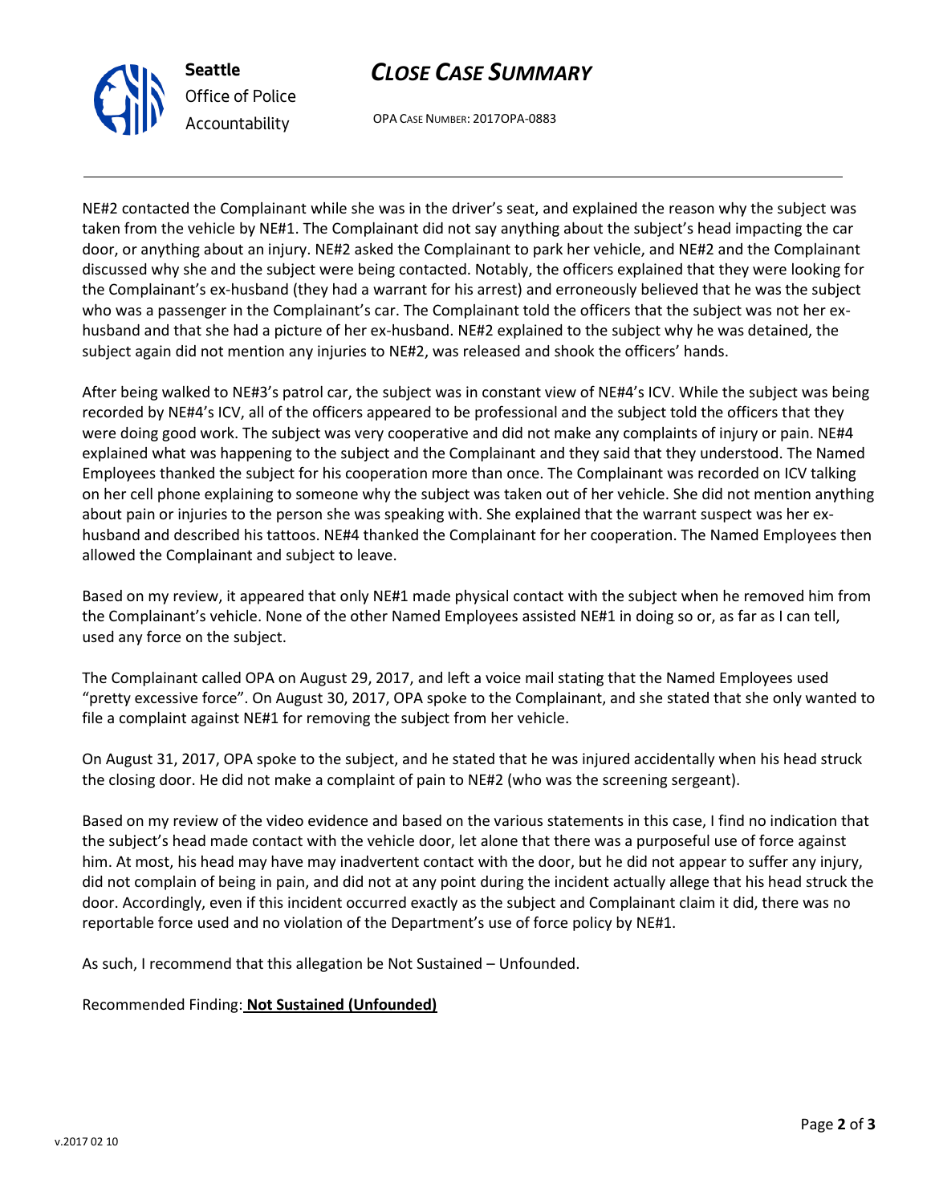NE#2 contacted the Complainant while she was in the driver's seat, and explained the reason why the subject was taken from the vehicle by NE#1. The Complainant did not say anything about the subject's head impacting the car door, or anything about an injury. NE#2 asked the Complainant to park her vehicle, and NE#2 and the Complainant discussed why she and the subject were being contacted. Notably, the officers explained that they were looking for the Complainant's ex-husband (they had a warrant for his arrest) and erroneously believed that he was the subject who was a passenger in the Complainant's car. The Complainant told the officers that the subject was not her ex-husband and that she had a picture of her ex-husband. NE#2 explained to the subject why he was detained, the subject again did not mention any injuries to NE#2, was released and shook the officers' hands.

After being walked to NE#3's patrol car, the subject was in constant view of NE#4's ICV. While the subject was being recorded by NE#4's ICV, all of the officers appeared to be professional and the subject told the officers that they were doing good work. The subject was very cooperative and did not make any complaints of injury or pain. NE#4 explained what was happening to the subject and the Complainant and they said that they understood. The Named Employees thanked the subject for his cooperation more than once. The Complainant was recorded on ICV talking on her cell phone explaining to someone why the subject was taken out of her vehicle. She did not mention anything about pain or injuries to the person she was speaking with. She explained that the warrant suspect was her ex-husband and described his tattoos. NE#4 thanked the Complainant for her cooperation. The Named Employees then allowed the Complainant and subject to leave.

Based on my review, it appeared that only NE#1 made physical contact with the subject when he removed him from the Complainant's vehicle. None of the other Named Employees assisted NE#1 in doing so or, as far as I can tell, used any force on the subject.

The Complainant called OPA on August 29, 2017, and left a voice mail stating that the Named Employees used "pretty excessive force". On August 30, 2017, OPA spoke to the Complainant, and she stated that she only wanted to file a complaint against NE#1 for removing the subject from her vehicle.

On August 31, 2017, OPA spoke to the subject, and he stated that he was injured accidentally when his head struck the closing door. He did not make a complaint of pain to NE#2 (who was the screening sergeant).

Based on my review of the video evidence and based on the various statements in this case, I find no indication that the subject's head made contact with the vehicle door, let alone that there was a purposeful use of force against him. At most, his head may have may inadvertent contact with the door, but he did not appear to suffer any injury, did not complain of being in pain, and did not at any point during the incident actually allege that his head struck the door. Accordingly, even if this incident occurred exactly as the subject and Complainant claim it did, there was no reportable force used and no violation of the Department's use of force policy by NE#1.

As such, I recommend that this allegation be Not Sustained – Unfounded.

Recommended Finding: **Not Sustained (Unfounded)**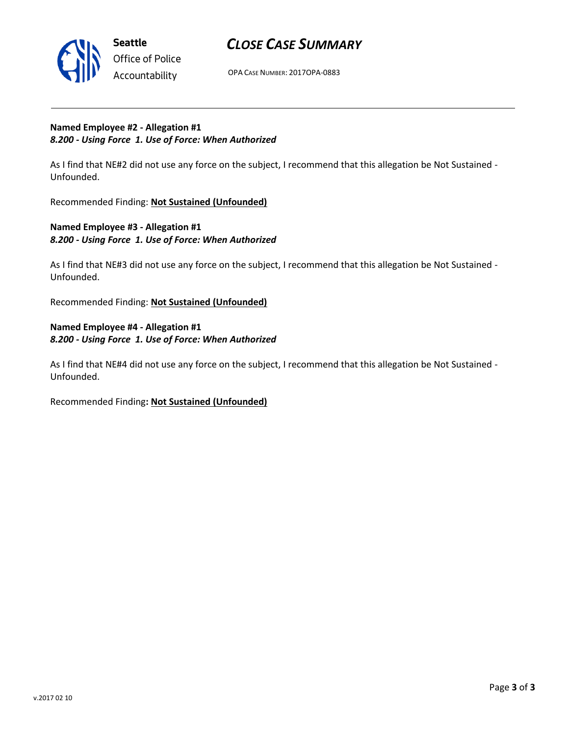**Named Employee #2 - Allegation #1**
***8.200 - Using Force 1. Use of Force: When Authorized***

As I find that NE#2 did not use any force on the subject, I recommend that this allegation be Not Sustained - Unfounded.

Recommended Finding: **Not Sustained (Unfounded)**

**Named Employee #3 - Allegation #1**
***8.200 - Using Force 1. Use of Force: When Authorized***

As I find that NE#3 did not use any force on the subject, I recommend that this allegation be Not Sustained - Unfounded.

Recommended Finding: **Not Sustained (Unfounded)**

**Named Employee #4 - Allegation #1**
***8.200 - Using Force 1. Use of Force: When Authorized***

As I find that NE#4 did not use any force on the subject, I recommend that this allegation be Not Sustained - Unfounded.

Recommended Finding**: Not Sustained (Unfounded)**